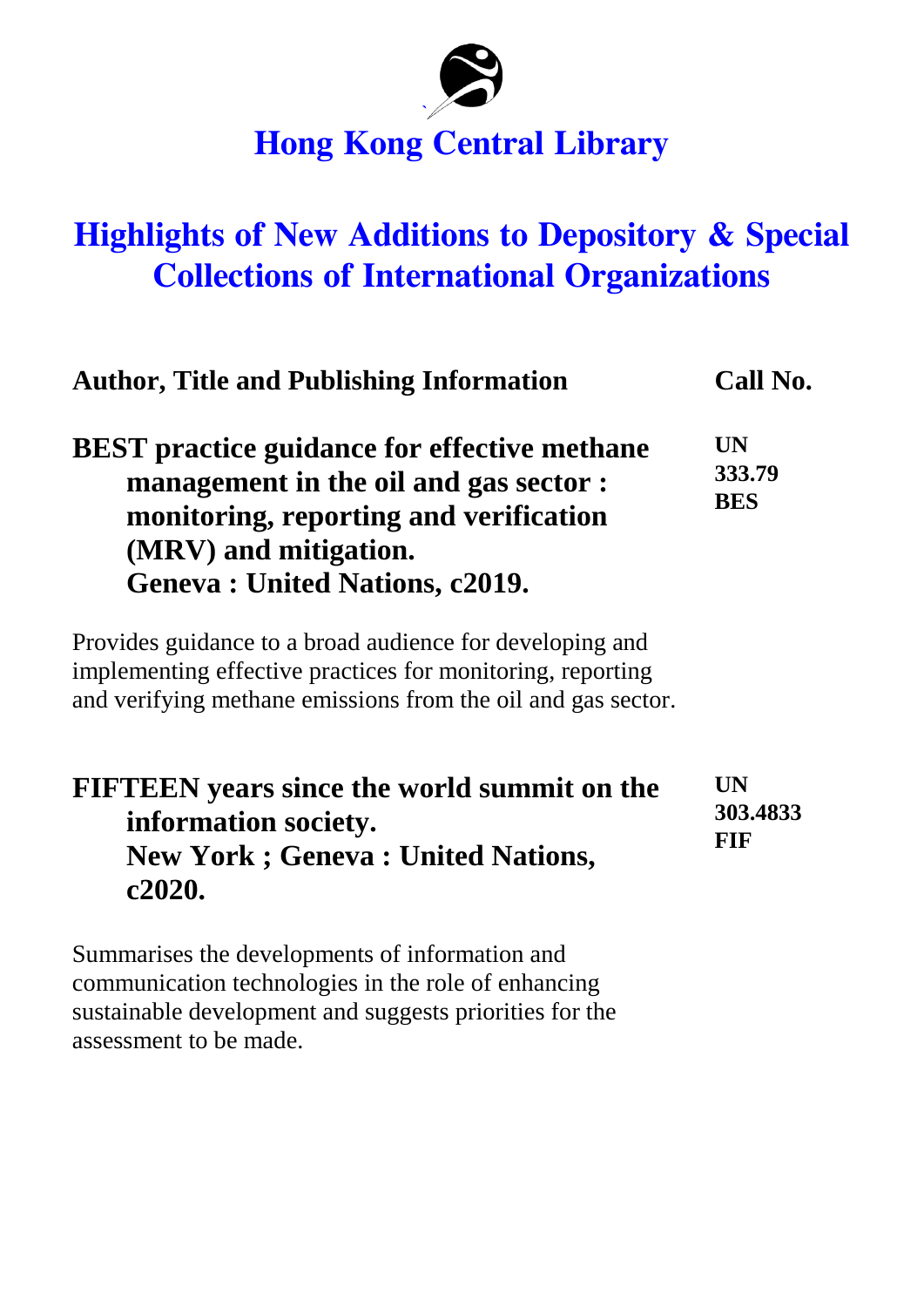# Hong Kong Central Library

## Highlights of New Additions to Depository & Special Collections of International Organizations

| Author, Title and Publishing Information | Call No. |
| --- | --- |
| **BEST practice guidance for effective methane management in the oil and gas sector : monitoring, reporting and verification (MRV) and mitigation. Geneva : United Nations, c2019.** | **UN 333.79 BES** |

Provides guidance to a broad audience for developing and implementing effective practices for monitoring, reporting and verifying methane emissions from the oil and gas sector.

| Author, Title and Publishing Information | Call No. |
| --- | --- |
| **FIFTEEN years since the world summit on the information society. New York ; Geneva : United Nations, c2020.** | **UN 303.4833 FIF** |

Summarises the developments of information and communication technologies in the role of enhancing sustainable development and suggests priorities for the assessment to be made.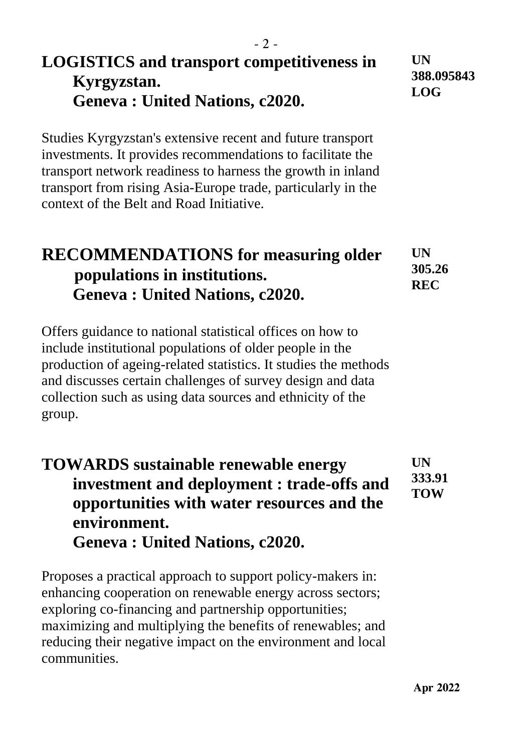**LOGISTICS and transport competitiveness in Kyrgyzstan.**
**Geneva : United Nations, c2020.**

**UN**
**388.095843**
**LOG**

Studies Kyrgyzstan's extensive recent and future transport investments. It provides recommendations to facilitate the transport network readiness to harness the growth in inland transport from rising Asia-Europe trade, particularly in the context of the Belt and Road Initiative.

**RECOMMENDATIONS for measuring older populations in institutions.**
**Geneva : United Nations, c2020.**

**UN**
**305.26**
**REC**

Offers guidance to national statistical offices on how to include institutional populations of older people in the production of ageing-related statistics. It studies the methods and discusses certain challenges of survey design and data collection such as using data sources and ethnicity of the group.

**TOWARDS sustainable renewable energy investment and deployment : trade-offs and opportunities with water resources and the environment.**
**Geneva : United Nations, c2020.**

**UN**
**333.91**
**TOW**

Proposes a practical approach to support policy-makers in: enhancing cooperation on renewable energy across sectors; exploring co-financing and partnership opportunities; maximizing and multiplying the benefits of renewables; and reducing their negative impact on the environment and local communities.

**Apr 2022**